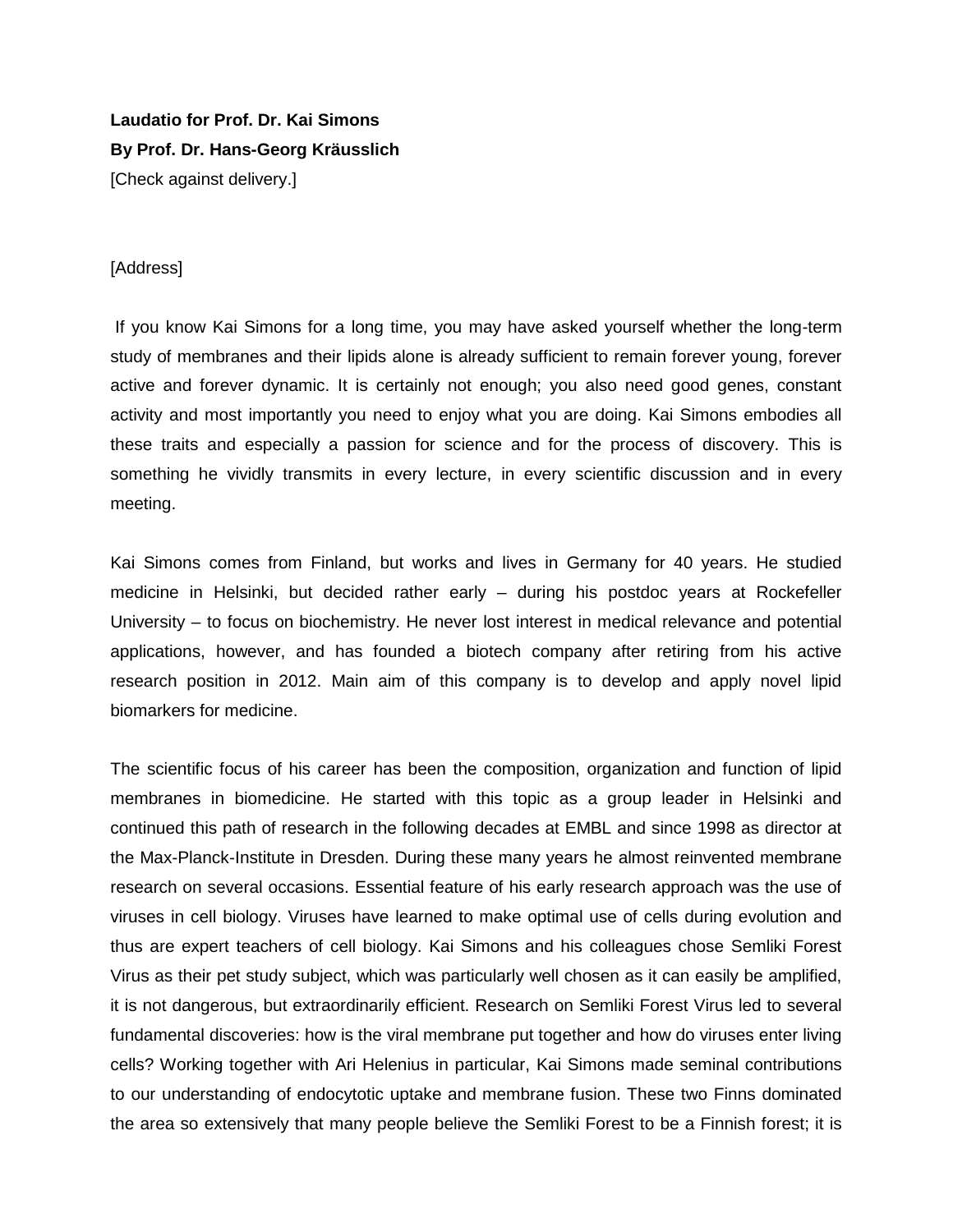**Laudatio for Prof. Dr. Kai Simons**

**By Prof. Dr. Hans-Georg Kräusslich**

[Check against delivery.]

[Address]

If you know Kai Simons for a long time, you may have asked yourself whether the long-term study of membranes and their lipids alone is already sufficient to remain forever young, forever active and forever dynamic. It is certainly not enough; you also need good genes, constant activity and most importantly you need to enjoy what you are doing. Kai Simons embodies all these traits and especially a passion for science and for the process of discovery. This is something he vividly transmits in every lecture, in every scientific discussion and in every meeting.

Kai Simons comes from Finland, but works and lives in Germany for 40 years. He studied medicine in Helsinki, but decided rather early – during his postdoc years at Rockefeller University – to focus on biochemistry. He never lost interest in medical relevance and potential applications, however, and has founded a biotech company after retiring from his active research position in 2012. Main aim of this company is to develop and apply novel lipid biomarkers for medicine.

The scientific focus of his career has been the composition, organization and function of lipid membranes in biomedicine. He started with this topic as a group leader in Helsinki and continued this path of research in the following decades at EMBL and since 1998 as director at the Max-Planck-Institute in Dresden. During these many years he almost reinvented membrane research on several occasions. Essential feature of his early research approach was the use of viruses in cell biology. Viruses have learned to make optimal use of cells during evolution and thus are expert teachers of cell biology. Kai Simons and his colleagues chose Semliki Forest Virus as their pet study subject, which was particularly well chosen as it can easily be amplified, it is not dangerous, but extraordinarily efficient. Research on Semliki Forest Virus led to several fundamental discoveries: how is the viral membrane put together and how do viruses enter living cells? Working together with Ari Helenius in particular, Kai Simons made seminal contributions to our understanding of endocytotic uptake and membrane fusion. These two Finns dominated the area so extensively that many people believe the Semliki Forest to be a Finnish forest; it is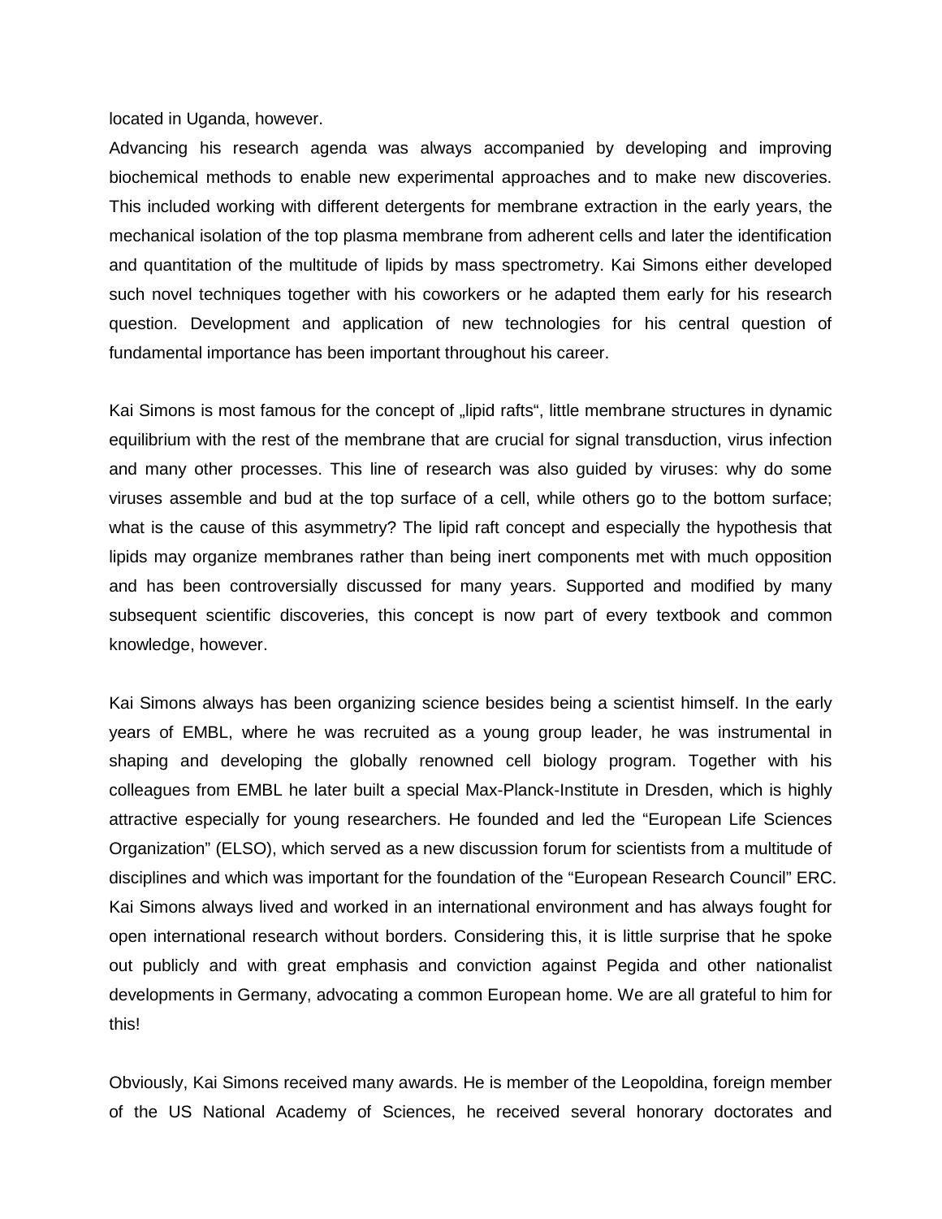located in Uganda, however.

Advancing his research agenda was always accompanied by developing and improving biochemical methods to enable new experimental approaches and to make new discoveries. This included working with different detergents for membrane extraction in the early years, the mechanical isolation of the top plasma membrane from adherent cells and later the identification and quantitation of the multitude of lipids by mass spectrometry. Kai Simons either developed such novel techniques together with his coworkers or he adapted them early for his research question. Development and application of new technologies for his central question of fundamental importance has been important throughout his career.

Kai Simons is most famous for the concept of „lipid rafts", little membrane structures in dynamic equilibrium with the rest of the membrane that are crucial for signal transduction, virus infection and many other processes. This line of research was also guided by viruses: why do some viruses assemble and bud at the top surface of a cell, while others go to the bottom surface; what is the cause of this asymmetry? The lipid raft concept and especially the hypothesis that lipids may organize membranes rather than being inert components met with much opposition and has been controversially discussed for many years. Supported and modified by many subsequent scientific discoveries, this concept is now part of every textbook and common knowledge, however.

Kai Simons always has been organizing science besides being a scientist himself. In the early years of EMBL, where he was recruited as a young group leader, he was instrumental in shaping and developing the globally renowned cell biology program. Together with his colleagues from EMBL he later built a special Max-Planck-Institute in Dresden, which is highly attractive especially for young researchers. He founded and led the "European Life Sciences Organization" (ELSO), which served as a new discussion forum for scientists from a multitude of disciplines and which was important for the foundation of the "European Research Council" ERC. Kai Simons always lived and worked in an international environment and has always fought for open international research without borders. Considering this, it is little surprise that he spoke out publicly and with great emphasis and conviction against Pegida and other nationalist developments in Germany, advocating a common European home. We are all grateful to him for this!

Obviously, Kai Simons received many awards. He is member of the Leopoldina, foreign member of the US National Academy of Sciences, he received several honorary doctorates and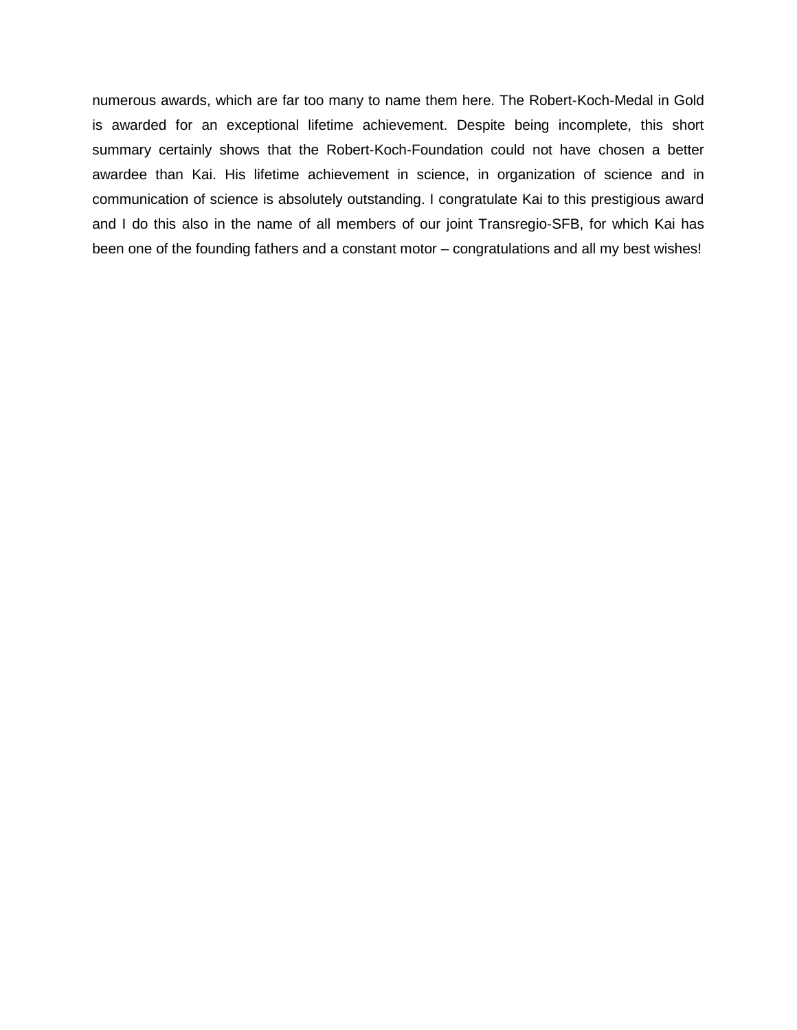numerous awards, which are far too many to name them here. The Robert-Koch-Medal in Gold is awarded for an exceptional lifetime achievement. Despite being incomplete, this short summary certainly shows that the Robert-Koch-Foundation could not have chosen a better awardee than Kai. His lifetime achievement in science, in organization of science and in communication of science is absolutely outstanding. I congratulate Kai to this prestigious award and I do this also in the name of all members of our joint Transregio-SFB, for which Kai has been one of the founding fathers and a constant motor – congratulations and all my best wishes!